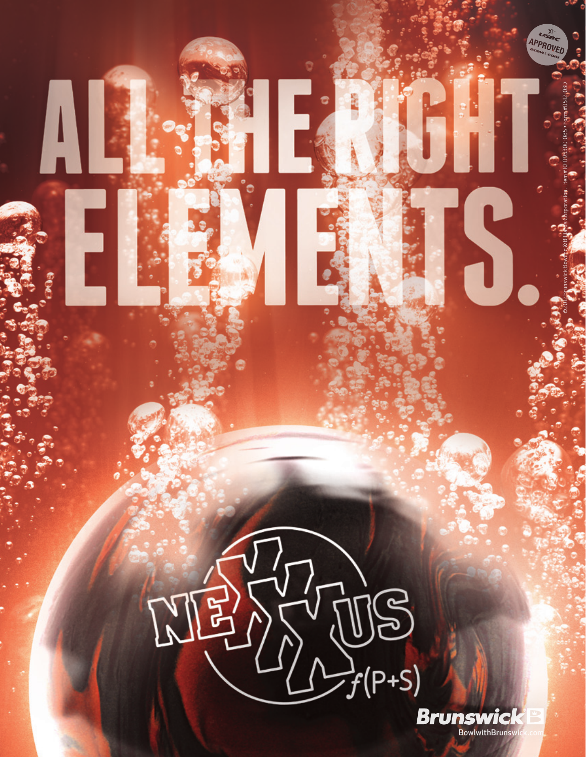# ALL THE RIGHT ELEMENTS.

USBC APPROVED BOWL.COM

NEXXUS $f(P+S)$

Brunswick

BowlwithBrunswick.com

©2012 Brunswick Bowling & Billiards Corporation. Item#10-095300-085 • Form#0512-03D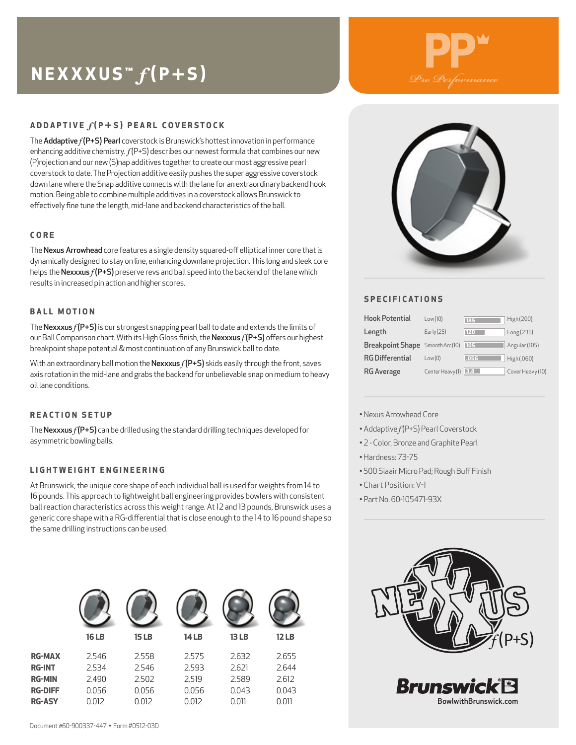# NEXXXUS™ ƒ(P+S)

PP Pro Performance

## ADDAPTIVE ƒ(P+S) PEARL COVERSTOCK

The **Addaptive ƒ(P+S) Pearl** coverstock is Brunswick's hottest innovation in performance enhancing additive chemistry. ƒ(P+S) describes our newest formula that combines our new (P)rojection and our new (S)nap additives together to create our most aggressive pearl coverstock to date. The Projection additive easily pushes the super aggressive coverstock down lane where the Snap additive connects with the lane for an extraordinary backend hook motion. Being able to combine multiple additives in a coverstock allows Brunswick to effectively fine tune the length, mid-lane and backend characteristics of the ball.

## CORE

The **Nexus Arrowhead** core features a single density squared-off elliptical inner core that is dynamically designed to stay on line, enhancing downlane projection. This long and sleek core helps the **Nexxxus ƒ(P+S)** preserve revs and ball speed into the backend of the lane which results in increased pin action and higher scores.

## BALL MOTION

The **Nexxxus ƒ(P+S)** is our strongest snapping pearl ball to date and extends the limits of our Ball Comparison chart. With its High Gloss finish, the **Nexxxus ƒ(P+S)** offers our highest breakpoint shape potential & most continuation of any Brunswick ball to date.

With an extraordinary ball motion the **Nexxxus ƒ(P+S)** skids easily through the front, saves axis rotation in the mid-lane and grabs the backend for unbelievable snap on medium to heavy oil lane conditions.

## REACTION SETUP

The **Nexxxus ƒ(P+S)** can be drilled using the standard drilling techniques developed for asymmetric bowling balls.

## LIGHTWEIGHT ENGINEERING

At Brunswick, the unique core shape of each individual ball is used for weights from 14 to 16 pounds. This approach to lightweight ball engineering provides bowlers with consistent ball reaction characteristics across this weight range. At 12 and 13 pounds, Brunswick uses a generic core shape with a RG-differential that is close enough to the 14 to 16 pound shape so the same drilling instructions can be used.

| | 16 LB | 15 LB | 14 LB | 13 LB | 12 LB |
|---|---|---|---|---|---|
| **RG-MAX** | 2.546 | 2.558 | 2.575 | 2.632 | 2.655 |
| **RG-INT** | 2.534 | 2.546 | 2.593 | 2.621 | 2.644 |
| **RG-MIN** | 2.490 | 2.502 | 2.519 | 2.589 | 2.612 |
| **RG-DIFF** | 0.056 | 0.056 | 0.056 | 0.043 | 0.043 |
| **RG-ASY** | 0.012 | 0.012 | 0.012 | 0.011 | 0.011 |

## SPECIFICATIONS

| | Low | Value | High |
|---|---|---|---|
| **Hook Potential** | Low (10) | 185 | High (200) |
| **Length** | Early (25) | 120 | Long (235) |
| **Breakpoint Shape** | Smooth Arc (10) | 105 | Angular (105) |
| **RG Differential** | Low (0) | .056 | High (.060) |
| **RG Average** | Center Heavy (1) | 3.8 | Cover Heavy (10) |

- Nexus Arrowhead Core
- Addaptive ƒ(P+S) Pearl Coverstock
- 2 - Color, Bronze and Graphite Pearl
- Hardness: 73-75
- 500 Siaair Micro Pad; Rough Buff Finish
- Chart Position: V-1
- Part No. 60-105471-93X

NEXXXUS ƒ(P+S)

Brunswick
BowlwithBrunswick.com

Document #60-900337-447 • Form #0512-03D